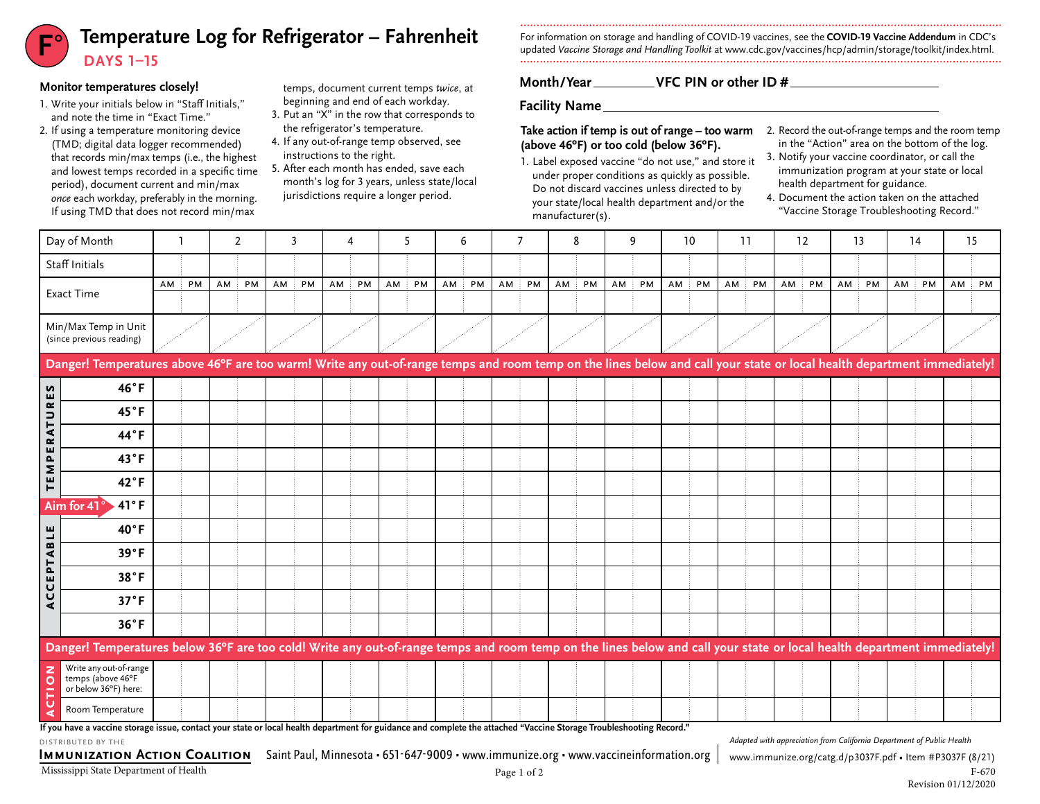# Temperature Log for Refrigerator – Fahrenheit

**DAYS 1–15**

For information on storage and handling of COVID-19 vaccines, see the **COVID-19 Vaccine Addendum** in CDC's updated *Vaccine Storage and Handling Toolkit* at www.cdc.gov/vaccines/hcp/admin/storage/toolkit/index.html.

**Month/Year** ________ **VFC PIN or other ID #** ____________________

**Facility Name** ________________________________________

### Monitor temperatures closely!

1. Write your initials below in "Staff Initials," and note the time in "Exact Time."
2. If using a temperature monitoring device (TMD; digital data logger recommended) that records min/max temps (i.e., the highest and lowest temps recorded in a specific time period), document current and min/max *once* each workday, preferably in the morning. If using TMD that does not record min/max temps, document current temps *twice*, at beginning and end of each workday.
3. Put an "X" in the row that corresponds to the refrigerator's temperature.
4. If any out-of-range temp observed, see instructions to the right.
5. After each month has ended, save each month's log for 3 years, unless state/local jurisdictions require a longer period.

### Take action if temp is out of range – too warm (above 46°F) or too cold (below 36°F).

1. Label exposed vaccine "do not use," and store it under proper conditions as quickly as possible. Do not discard vaccines unless directed to by your state/local health department and/or the manufacturer(s).
2. Record the out-of-range temps and the room temp in the "Action" area on the bottom of the log.
3. Notify your vaccine coordinator, or call the immunization program at your state or local health department for guidance.
4. Document the action taken on the attached "Vaccine Storage Troubleshooting Record."

| Day of Month | 1 | | 2 | | 3 | | 4 | | 5 | | 6 | | 7 | | 8 | | 9 | | 10 | | 11 | | 12 | | 13 | | 14 | | 15 | |
|---|---|---|---|---|---|---|---|---|---|---|---|---|---|---|---|---|---|---|---|---|---|---|---|---|---|---|---|---|---|---|
| Staff Initials | | | | | | | | | | | | | | | | | | | | | | | | | | | | | | |
| Exact Time | AM | PM | AM | PM | AM | PM | AM | PM | AM | PM | AM | PM | AM | PM | AM | PM | AM | PM | AM | PM | AM | PM | AM | PM | AM | PM | AM | PM | AM | PM |
| Min/Max Temp in Unit (since previous reading) | | | | | | | | | | | | | | | | | | | | | | | | | | | | | | |
| **Danger! Temperatures above 46°F are too warm! Write any out-of-range temps and room temp on the lines below and call your state or local health department immediately!** | | | | | | | | | | | | | | | | | | | | | | | | | | | | | | |
| **46°F** | | | | | | | | | | | | | | | | | | | | | | | | | | | | | | |
| **45°F** | | | | | | | | | | | | | | | | | | | | | | | | | | | | | | |
| **44°F** | | | | | | | | | | | | | | | | | | | | | | | | | | | | | | |
| **43°F** | | | | | | | | | | | | | | | | | | | | | | | | | | | | | | |
| **42°F** | | | | | | | | | | | | | | | | | | | | | | | | | | | | | | |
| Aim for 41° **41°F** | | | | | | | | | | | | | | | | | | | | | | | | | | | | | | |
| **40°F** | | | | | | | | | | | | | | | | | | | | | | | | | | | | | | |
| **39°F** | | | | | | | | | | | | | | | | | | | | | | | | | | | | | | |
| **38°F** | | | | | | | | | | | | | | | | | | | | | | | | | | | | | | |
| **37°F** | | | | | | | | | | | | | | | | | | | | | | | | | | | | | | |
| **36°F** | | | | | | | | | | | | | | | | | | | | | | | | | | | | | | |
| **Danger! Temperatures below 36°F are too cold! Write any out-of-range temps and room temp on the lines below and call your state or local health department immediately!** | | | | | | | | | | | | | | | | | | | | | | | | | | | | | | |
| ACTION: Write any out-of-range temps (above 46°F or below 36°F) here: | | | | | | | | | | | | | | | | | | | | | | | | | | | | | | |
| ACTION: Room Temperature | | | | | | | | | | | | | | | | | | | | | | | | | | | | | | |

(Rows 46°F–36°F: ACCEPTABLE TEMPERATURES)

**If you have a vaccine storage issue, contact your state or local health department for guidance and complete the attached "Vaccine Storage Troubleshooting Record."**

DISTRIBUTED BY THE **IMMUNIZATION ACTION COALITION** Saint Paul, Minnesota • 651-647-9009 • www.immunize.org • www.vaccineinformation.org

*Adapted with appreciation from California Department of Public Health*

www.immunize.org/catg.d/p3037F.pdf • Item #P3037F (8/21)

Mississippi State Department of Health

F-670
Revision 01/12/2020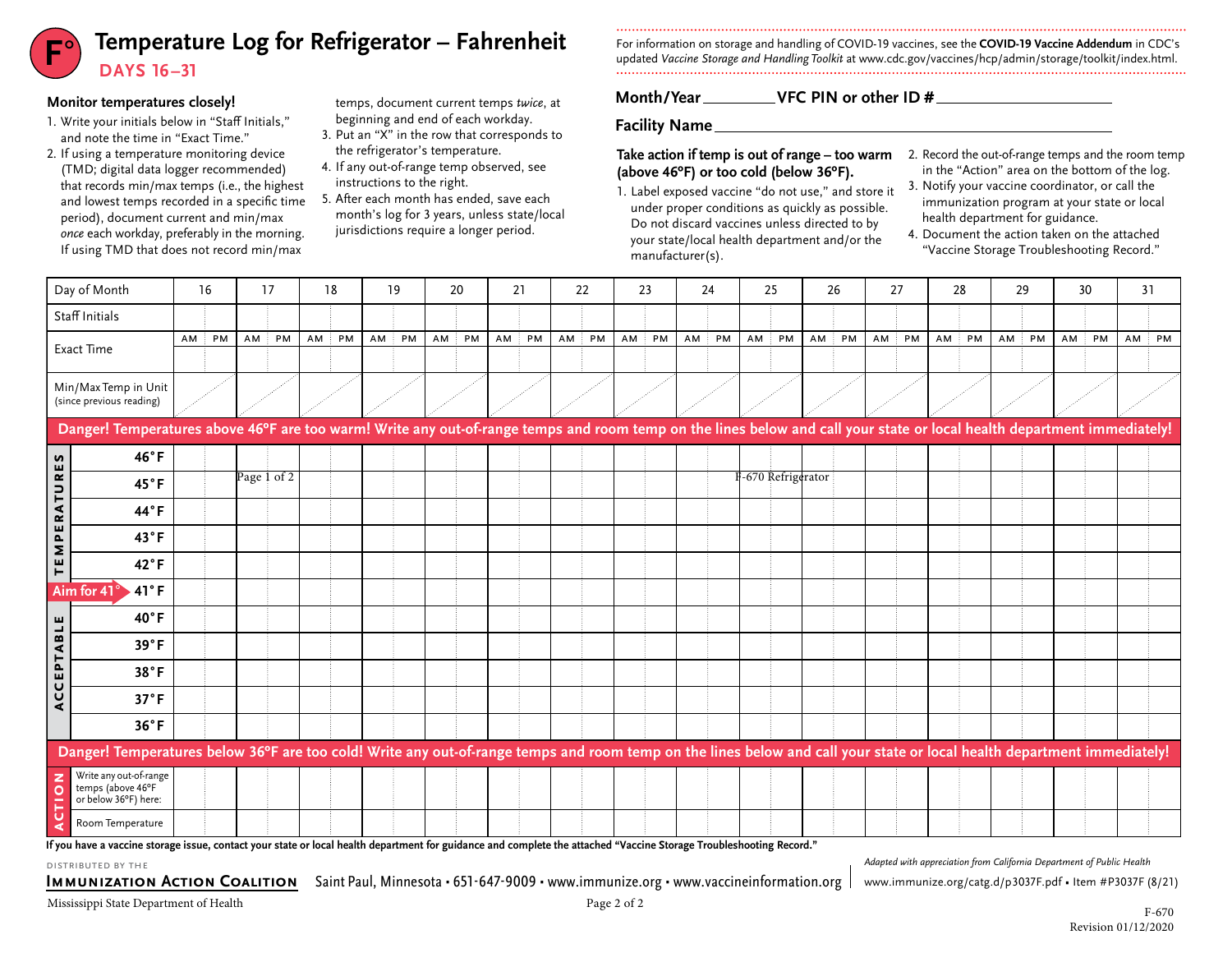# Temperature Log for Refrigerator – Fahrenheit

## DAYS 16–31

### Monitor temperatures closely!

1. Write your initials below in "Staff Initials," and note the time in "Exact Time."
2. If using a temperature monitoring device (TMD; digital data logger recommended) that records min/max temps (i.e., the highest and lowest temps recorded in a specific time period), document current and min/max *once* each workday, preferably in the morning. If using TMD that does not record min/max temps, document current temps *twice*, at beginning and end of each workday.
3. Put an "X" in the row that corresponds to the refrigerator's temperature.
4. If any out-of-range temp observed, see instructions to the right.
5. After each month has ended, save each month's log for 3 years, unless state/local jurisdictions require a longer period.

For information on storage and handling of COVID-19 vaccines, see the **COVID-19 Vaccine Addendum** in CDC's updated *Vaccine Storage and Handling Toolkit* at www.cdc.gov/vaccines/hcp/admin/storage/toolkit/index.html.

**Month/Year** ________ **VFC PIN or other ID #** ____________________

**Facility Name** ________________________________________

### Take action if temp is out of range – too warm (above 46°F) or too cold (below 36°F).

1. Label exposed vaccine "do not use," and store it under proper conditions as quickly as possible. Do not discard vaccines unless directed to by your state/local health department and/or the manufacturer(s).
2. Record the out-of-range temps and the room temp in the "Action" area on the bottom of the log.
3. Notify your vaccine coordinator, or call the immunization program at your state or local health department for guidance.
4. Document the action taken on the attached "Vaccine Storage Troubleshooting Record."

| Day of Month | 16 | | 17 | | 18 | | 19 | | 20 | | 21 | | 22 | | 23 | | 24 | | 25 | | 26 | | 27 | | 28 | | 29 | | 30 | | 31 | |
|---|---|---|---|---|---|---|---|---|---|---|---|---|---|---|---|---|---|---|---|---|---|---|---|---|---|---|---|---|---|---|---|---|
| Staff Initials | | | | | | | | | | | | | | | | | | | | | | | | | | | | | | | | |
| Exact Time | AM | PM | AM | PM | AM | PM | AM | PM | AM | PM | AM | PM | AM | PM | AM | PM | AM | PM | AM | PM | AM | PM | AM | PM | AM | PM | AM | PM | AM | PM | AM | PM |
| Min/Max Temp in Unit (since previous reading) | | | | | | | | | | | | | | | | | | | | | | | | | | | | | | | | |
| **Danger! Temperatures above 46°F are too warm! Write any out-of-range temps and room temp on the lines below and call your state or local health department immediately!** | | | | | | | | | | | | | | | | | | | | | | | | | | | | | | | | |
| ACCEPTABLE TEMPERATURES 46°F | | | | | | | | | | | | | | | | | | | | | | | | | | | | | | | | |
| 45°F | | | Page 1 of 2 | | | | | | | | | | | | | | | | F-670 Refrigerator | | | | | | | | | | | | | |
| 44°F | | | | | | | | | | | | | | | | | | | | | | | | | | | | | | | | |
| 43°F | | | | | | | | | | | | | | | | | | | | | | | | | | | | | | | | |
| 42°F | | | | | | | | | | | | | | | | | | | | | | | | | | | | | | | | |
| Aim for 41° → 41°F | | | | | | | | | | | | | | | | | | | | | | | | | | | | | | | | |
| 40°F | | | | | | | | | | | | | | | | | | | | | | | | | | | | | | | | |
| 39°F | | | | | | | | | | | | | | | | | | | | | | | | | | | | | | | | |
| 38°F | | | | | | | | | | | | | | | | | | | | | | | | | | | | | | | | |
| 37°F | | | | | | | | | | | | | | | | | | | | | | | | | | | | | | | | |
| 36°F | | | | | | | | | | | | | | | | | | | | | | | | | | | | | | | | |
| **Danger! Temperatures below 36°F are too cold! Write any out-of-range temps and room temp on the lines below and call your state or local health department immediately!** | | | | | | | | | | | | | | | | | | | | | | | | | | | | | | | | |
| ACTION: Write any out-of-range temps (above 46°F or below 36°F) here: | | | | | | | | | | | | | | | | | | | | | | | | | | | | | | | | |
| Room Temperature | | | | | | | | | | | | | | | | | | | | | | | | | | | | | | | | |

**If you have a vaccine storage issue, contact your state or local health department for guidance and complete the attached "Vaccine Storage Troubleshooting Record."**

DISTRIBUTED BY THE

**IMMUNIZATION ACTION COALITION** Saint Paul, Minnesota • 651-647-9009 • www.immunize.org • www.vaccineinformation.org

*Adapted with appreciation from California Department of Public Health*

www.immunize.org/catg.d/p3037F.pdf • Item #P3037F (8/21)

Mississippi State Department of Health

F-670
Revision 01/12/2020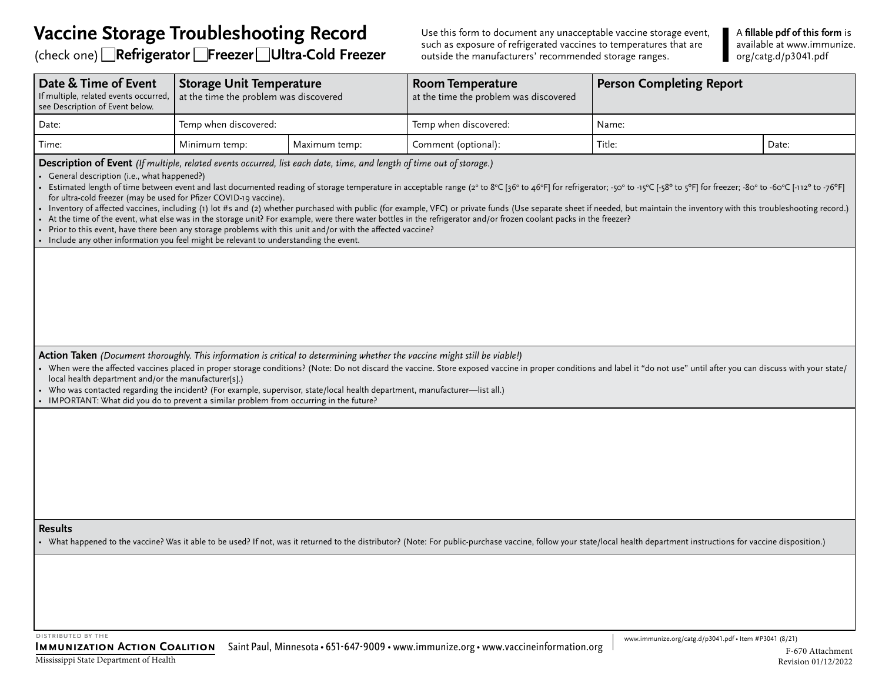# Vaccine Storage Troubleshooting Record

(check one) ☐ **Refrigerator** ☐ **Freezer** ☐ **Ultra-Cold Freezer**

Use this form to document any unacceptable vaccine storage event, such as exposure of refrigerated vaccines to temperatures that are outside the manufacturers' recommended storage ranges.

A **fillable pdf of this form** is available at www.immunize.org/catg.d/p3041.pdf

| **Date & Time of Event** If multiple, related events occurred, see Description of Event below. | **Storage Unit Temperature** at the time the problem was discovered | | **Room Temperature** at the time the problem was discovered | **Person Completing Report** | |
|---|---|---|---|---|---|
| Date: | Temp when discovered: | | Temp when discovered: | Name: | |
| Time: | Minimum temp: | Maximum temp: | Comment (optional): | Title: | Date: |

**Description of Event** *(If multiple, related events occurred, list each date, time, and length of time out of storage.)*

- General description (i.e., what happened?)
- Estimated length of time between event and last documented reading of storage temperature in acceptable range (2° to 8°C [36° to 46°F] for refrigerator; -50° to -15°C [-58° to 5°F] for freezer; -80° to -60°C [-112° to -76°F] for ultra-cold freezer (may be used for Pfizer COVID-19 vaccine).
- Inventory of affected vaccines, including (1) lot #s and (2) whether purchased with public (for example, VFC) or private funds (Use separate sheet if needed, but maintain the inventory with this troubleshooting record.)
- At the time of the event, what else was in the storage unit? For example, were there water bottles in the refrigerator and/or frozen coolant packs in the freezer?
- Prior to this event, have there been any storage problems with this unit and/or with the affected vaccine?
- Include any other information you feel might be relevant to understanding the event.

**Action Taken** *(Document thoroughly. This information is critical to determining whether the vaccine might still be viable!)*

- When were the affected vaccines placed in proper storage conditions? (Note: Do not discard the vaccine. Store exposed vaccine in proper conditions and label it "do not use" until after you can discuss with your state/local health department and/or the manufacturer[s].)
- Who was contacted regarding the incident? (For example, supervisor, state/local health department, manufacturer—list all.)
- IMPORTANT: What did you do to prevent a similar problem from occurring in the future?

**Results**

- What happened to the vaccine? Was it able to be used? If not, was it returned to the distributor? (Note: For public-purchase vaccine, follow your state/local health department instructions for vaccine disposition.)

DISTRIBUTED BY THE **IMMUNIZATION ACTION COALITION** Saint Paul, Minnesota • 651-647-9009 • www.immunize.org • www.vaccineinformation.org

Mississippi State Department of Health

www.immunize.org/catg.d/p3041.pdf • Item #P3041 (8/21)

F-670 Attachment
Revision 01/12/2022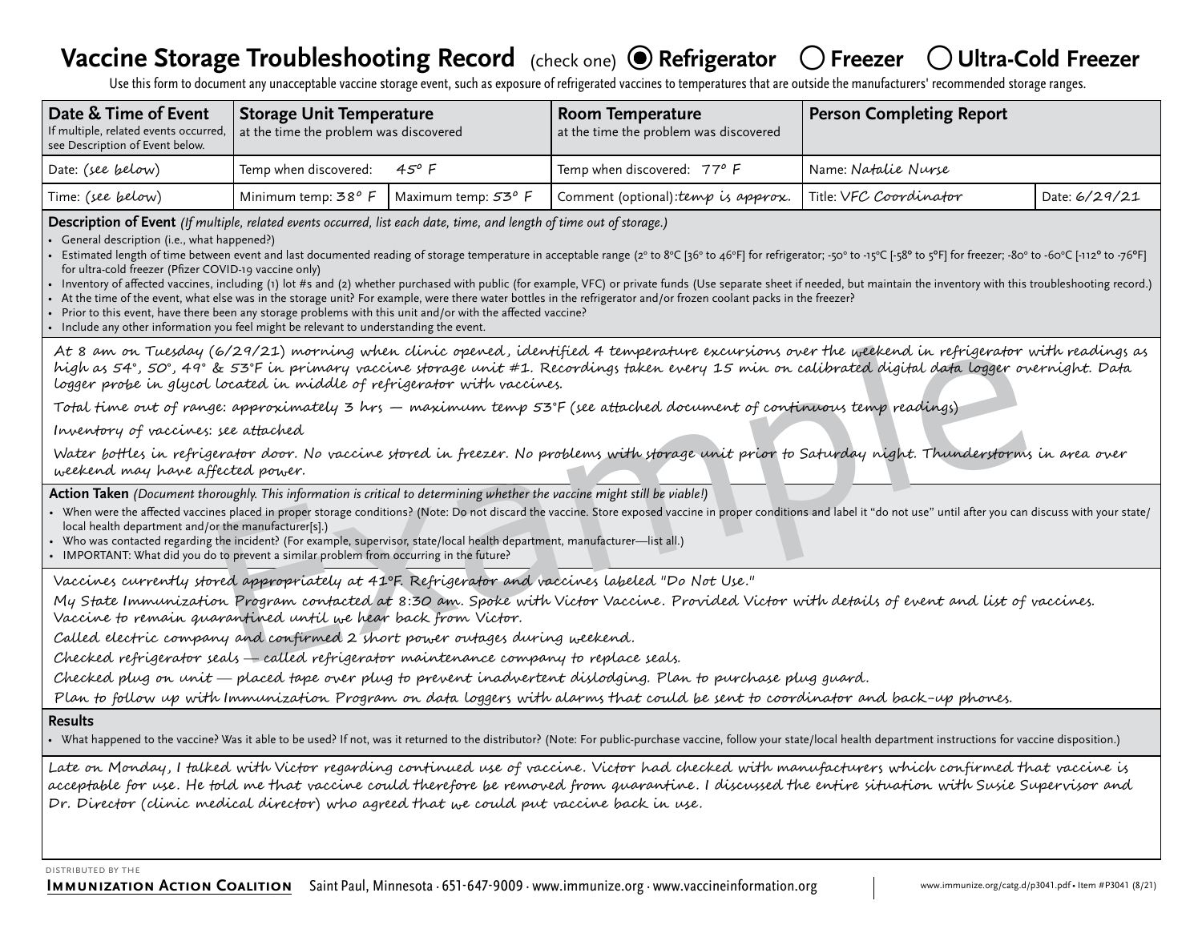# Vaccine Storage Troubleshooting Record

(check one) ◉ **Refrigerator** ◯ **Freezer** ◯ **Ultra-Cold Freezer**

Use this form to document any unacceptable vaccine storage event, such as exposure of refrigerated vaccines to temperatures that are outside the manufacturers' recommended storage ranges.

| **Date & Time of Event** If multiple, related events occurred, see Description of Event below. | **Storage Unit Temperature** at the time the problem was discovered | | **Room Temperature** at the time the problem was discovered | **Person Completing Report** | |
|---|---|---|---|---|---|
| Date: *(see below)* | Temp when discovered: *45° F* | | Temp when discovered: *77° F* | Name: *Natalie Nurse* | |
| Time: *(see below)* | Minimum temp: *38° F* | Maximum temp: *53° F* | Comment (optional): *temp is approx.* | Title: *VFC Coordinator* | Date: *6/29/21* |

**Description of Event** *(If multiple, related events occurred, list each date, time, and length of time out of storage.)*

- General description (i.e., what happened?)
- Estimated length of time between event and last documented reading of storage temperature in acceptable range (2° to 8°C [36° to 46°F] for refrigerator; -50° to -15°C [-58° to 5°F] for freezer; -80° to -60°C [-112° to -76°F] for ultra-cold freezer (Pfizer COVID-19 vaccine only)
- Inventory of affected vaccines, including (1) lot #s and (2) whether purchased with public (for example, VFC) or private funds (Use separate sheet if needed, but maintain the inventory with this troubleshooting record.)
- At the time of the event, what else was in the storage unit? For example, were there water bottles in the refrigerator and/or frozen coolant packs in the freezer?
- Prior to this event, have there been any storage problems with this unit and/or with the affected vaccine?
- Include any other information you feel might be relevant to understanding the event.

*At 8 am on Tuesday (6/29/21) morning when clinic opened, identified 4 temperature excursions over the weekend in refrigerator with readings as high as 54°, 50°, 49° & 53°F in primary vaccine storage unit #1. Recordings taken every 15 min on calibrated digital data logger overnight. Data logger probe in glycol located in middle of refrigerator with vaccines.*

*Total time out of range: approximately 3 hrs — maximum temp 53°F (see attached document of continuous temp readings)*

*Inventory of vaccines: see attached*

*Water bottles in refrigerator door. No vaccine stored in freezer. No problems with storage unit prior to Saturday night. Thunderstorms in area over weekend may have affected power.*

**Action Taken** *(Document thoroughly. This information is critical to determining whether the vaccine might still be viable!)*

- When were the affected vaccines placed in proper storage conditions? (Note: Do not discard the vaccine. Store exposed vaccine in proper conditions and label it "do not use" until after you can discuss with your state/local health department and/or the manufacturer[s].)
- Who was contacted regarding the incident? (For example, supervisor, state/local health department, manufacturer—list all.)
- IMPORTANT: What did you do to prevent a similar problem from occurring in the future?

*Vaccines currently stored appropriately at 41°F. Refrigerator and vaccines labeled "Do Not Use."*

*My State Immunization Program contacted at 8:30 am. Spoke with Victor Vaccine. Provided Victor with details of event and list of vaccines. Vaccine to remain quarantined until we hear back from Victor.*

*Called electric company and confirmed 2 short power outages during weekend.*

*Checked refrigerator seals — called refrigerator maintenance company to replace seals.*

*Checked plug on unit — placed tape over plug to prevent inadvertent dislodging. Plan to purchase plug guard.*

*Plan to follow up with Immunization Program on data loggers with alarms that could be sent to coordinator and back-up phones.*

**Results**

- What happened to the vaccine? Was it able to be used? If not, was it returned to the distributor? (Note: For public-purchase vaccine, follow your state/local health department instructions for vaccine disposition.)

*Late on Monday, I talked with Victor regarding continued use of vaccine. Victor had checked with manufacturers which confirmed that vaccine is acceptable for use. He told me that vaccine could therefore be removed from quarantine. I discussed the entire situation with Susie Supervisor and Dr. Director (clinic medical director) who agreed that we could put vaccine back in use.*

DISTRIBUTED BY THE **IMMUNIZATION ACTION COALITION** Saint Paul, Minnesota · 651-647-9009 · www.immunize.org · www.vaccineinformation.org

www.immunize.org/catg.d/p3041.pdf • Item #P3041 (8/21)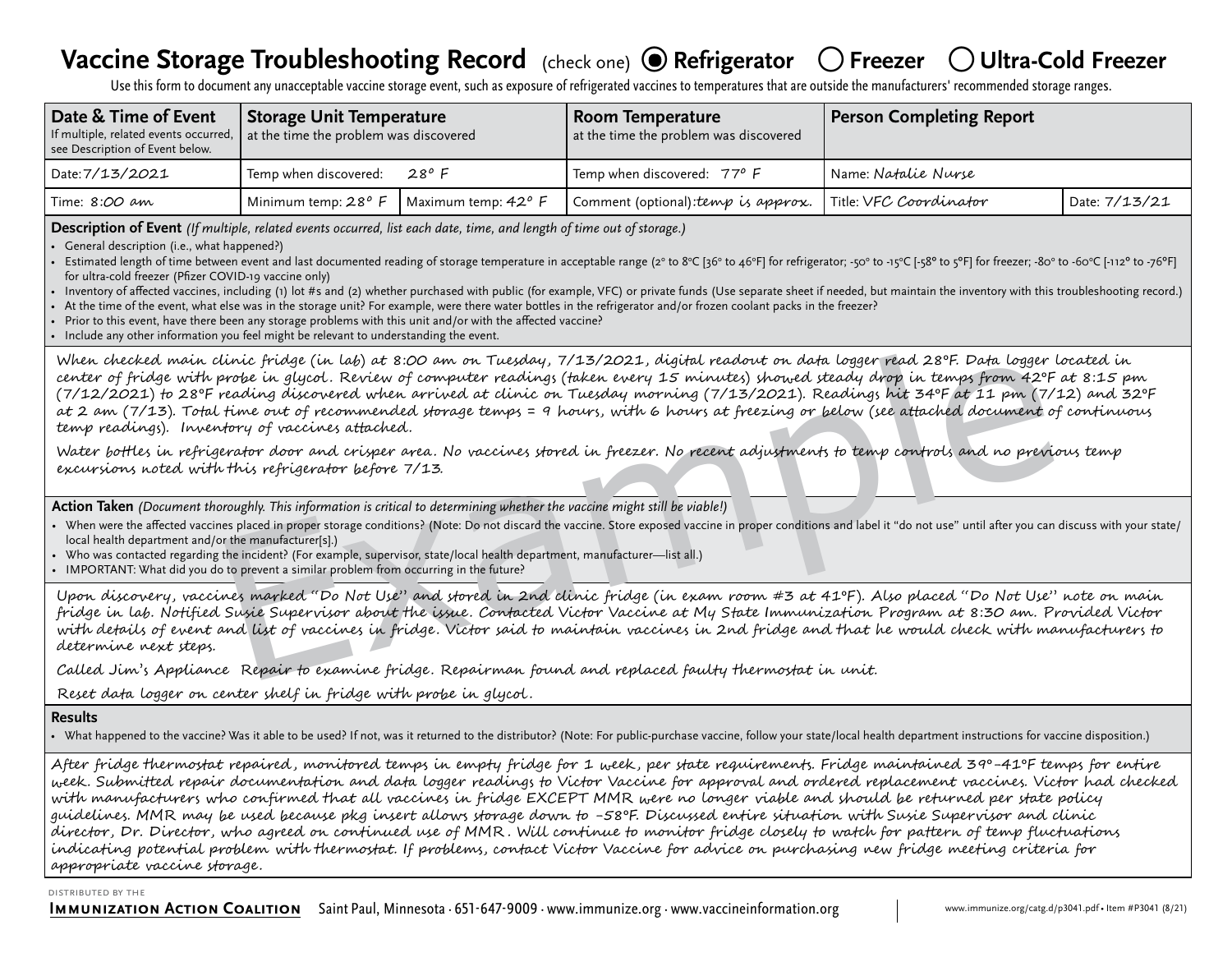# Vaccine Storage Troubleshooting Record (check one) ◉ Refrigerator ◯ Freezer ◯ Ultra-Cold Freezer

Use this form to document any unacceptable vaccine storage event, such as exposure of refrigerated vaccines to temperatures that are outside the manufacturers' recommended storage ranges.

| **Date & Time of Event** If multiple, related events occurred, see Description of Event below. | **Storage Unit Temperature** at the time the problem was discovered | | **Room Temperature** at the time the problem was discovered | **Person Completing Report** | |
|---|---|---|---|---|---|
| Date: 7/13/2021 | Temp when discovered: 28° F | | Temp when discovered: 77° F | Name: Natalie Nurse | |
| Time: 8:00 am | Minimum temp: 28° F | Maximum temp: 42° F | Comment (optional): temp is approx. | Title: VFC Coordinator | Date: 7/13/21 |

**Description of Event** *(If multiple, related events occurred, list each date, time, and length of time out of storage.)*

- General description (i.e., what happened?)
- Estimated length of time between event and last documented reading of storage temperature in acceptable range (2° to 8°C [36° to 46°F] for refrigerator; -50° to -15°C [-58° to 5°F] for freezer; -80° to -60°C [-112° to -76°F] for ultra-cold freezer (Pfizer COVID-19 vaccine only)
- Inventory of affected vaccines, including (1) lot #s and (2) whether purchased with public (for example, VFC) or private funds (Use separate sheet if needed, but maintain the inventory with this troubleshooting record.)
- At the time of the event, what else was in the storage unit? For example, were there water bottles in the refrigerator and/or frozen coolant packs in the freezer?
- Prior to this event, have there been any storage problems with this unit and/or with the affected vaccine?
- Include any other information you feel might be relevant to understanding the event.

When checked main clinic fridge (in lab) at 8:00 am on Tuesday, 7/13/2021, digital readout on data logger read 28°F. Data logger located in center of fridge with probe in glycol. Review of computer readings (taken every 15 minutes) showed steady drop in temps from 42°F at 8:15 pm (7/12/2021) to 28°F reading discovered when arrived at clinic on Tuesday morning (7/13/2021). Readings hit 34°F at 11 pm (7/12) and 32°F at 2 am (7/13). Total time out of recommended storage temps = 9 hours, with 6 hours at freezing or below (see attached document of continuous temp readings). Inventory of vaccines attached.

Water bottles in refrigerator door and crisper area. No vaccines stored in freezer. No recent adjustments to temp controls and no previous temp excursions noted with this refrigerator before 7/13.

**Action Taken** *(Document thoroughly. This information is critical to determining whether the vaccine might still be viable!)*

- When were the affected vaccines placed in proper storage conditions? (Note: Do not discard the vaccine. Store exposed vaccine in proper conditions and label it "do not use" until after you can discuss with your state/local health department and/or the manufacturer[s].)
- Who was contacted regarding the incident? (For example, supervisor, state/local health department, manufacturer—list all.)
- IMPORTANT: What did you do to prevent a similar problem from occurring in the future?

Upon discovery, vaccines marked "Do Not Use" and stored in 2nd clinic fridge (in exam room #3 at 41°F). Also placed "Do Not Use" note on main fridge in lab. Notified Susie Supervisor about the issue. Contacted Victor Vaccine at My State Immunization Program at 8:30 am. Provided Victor with details of event and list of vaccines in fridge. Victor said to maintain vaccines in 2nd fridge and that he would check with manufacturers to determine next steps.

Called Jim's Appliance Repair to examine fridge. Repairman found and replaced faulty thermostat in unit.

Reset data logger on center shelf in fridge with probe in glycol.

**Results**

- What happened to the vaccine? Was it able to be used? If not, was it returned to the distributor? (Note: For public-purchase vaccine, follow your state/local health department instructions for vaccine disposition.)

After fridge thermostat repaired, monitored temps in empty fridge for 1 week, per state requirements. Fridge maintained 39°–41°F temps for entire week. Submitted repair documentation and data logger readings to Victor Vaccine for approval and ordered replacement vaccines. Victor had checked with manufacturers who confirmed that all vaccines in fridge EXCEPT MMR were no longer viable and should be returned per state policy guidelines. MMR may be used because pkg insert allows storage down to –58°F. Discussed entire situation with Susie Supervisor and clinic director, Dr. Director, who agreed on continued use of MMR. Will continue to monitor fridge closely to watch for pattern of temp fluctuations indicating potential problem with thermostat. If problems, contact Victor Vaccine for advice on purchasing new fridge meeting criteria for appropriate vaccine storage.

DISTRIBUTED BY THE **Immunization Action Coalition** Saint Paul, Minnesota · 651-647-9009 · www.immunize.org · www.vaccineinformation.org

www.immunize.org/catg.d/p3041.pdf • Item #P3041 (8/21)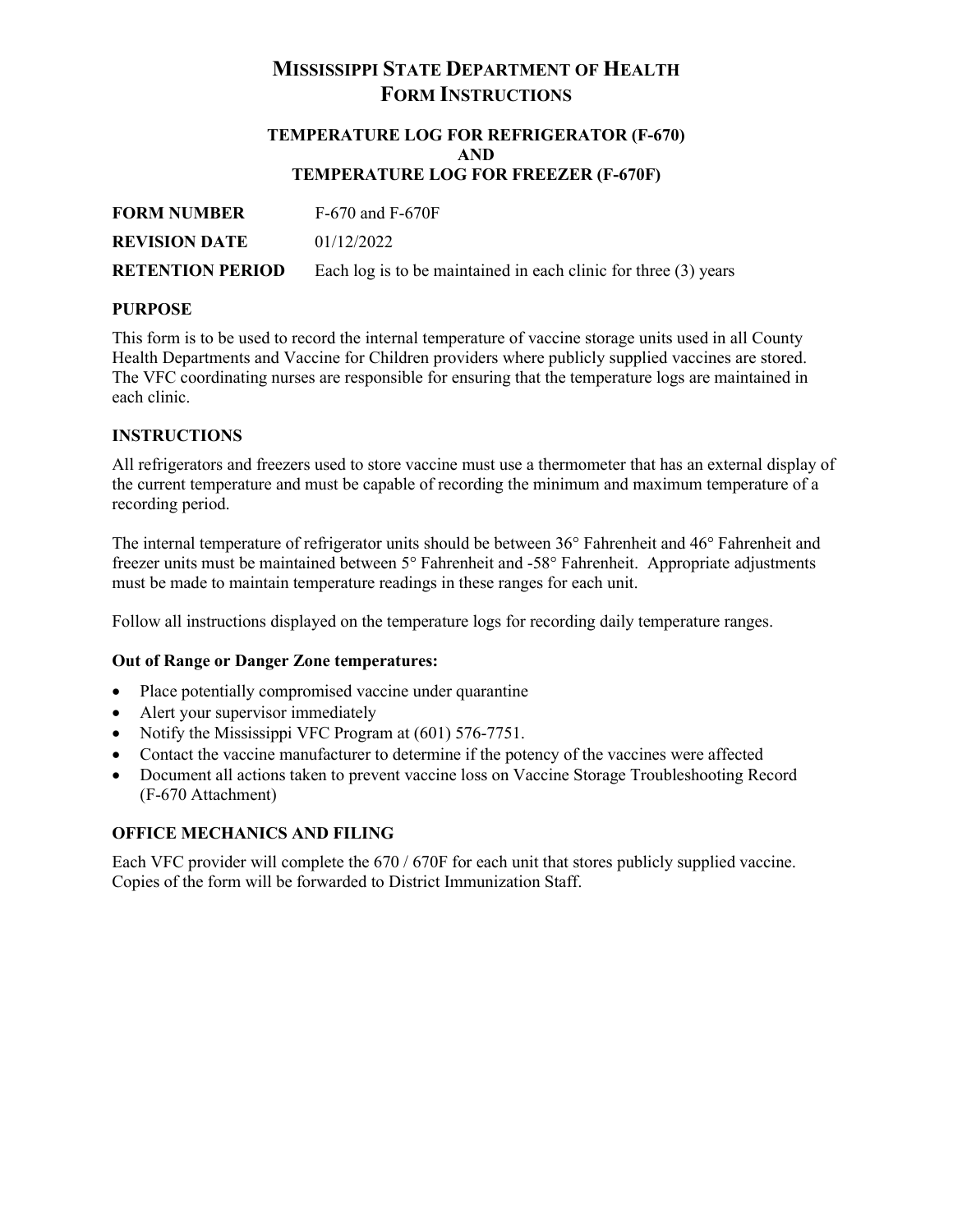# MISSISSIPPI STATE DEPARTMENT OF HEALTH FORM INSTRUCTIONS

### TEMPERATURE LOG FOR REFRIGERATOR (F-670) AND TEMPERATURE LOG FOR FREEZER (F-670F)

**FORM NUMBER** F-670 and F-670F

**REVISION DATE** 01/12/2022

**RETENTION PERIOD** Each log is to be maintained in each clinic for three (3) years

## PURPOSE

This form is to be used to record the internal temperature of vaccine storage units used in all County Health Departments and Vaccine for Children providers where publicly supplied vaccines are stored. The VFC coordinating nurses are responsible for ensuring that the temperature logs are maintained in each clinic.

## INSTRUCTIONS

All refrigerators and freezers used to store vaccine must use a thermometer that has an external display of the current temperature and must be capable of recording the minimum and maximum temperature of a recording period.

The internal temperature of refrigerator units should be between 36° Fahrenheit and 46° Fahrenheit and freezer units must be maintained between 5° Fahrenheit and -58° Fahrenheit. Appropriate adjustments must be made to maintain temperature readings in these ranges for each unit.

Follow all instructions displayed on the temperature logs for recording daily temperature ranges.

**Out of Range or Danger Zone temperatures:**

- Place potentially compromised vaccine under quarantine
- Alert your supervisor immediately
- Notify the Mississippi VFC Program at (601) 576-7751.
- Contact the vaccine manufacturer to determine if the potency of the vaccines were affected
- Document all actions taken to prevent vaccine loss on Vaccine Storage Troubleshooting Record (F-670 Attachment)

## OFFICE MECHANICS AND FILING

Each VFC provider will complete the 670 / 670F for each unit that stores publicly supplied vaccine. Copies of the form will be forwarded to District Immunization Staff.